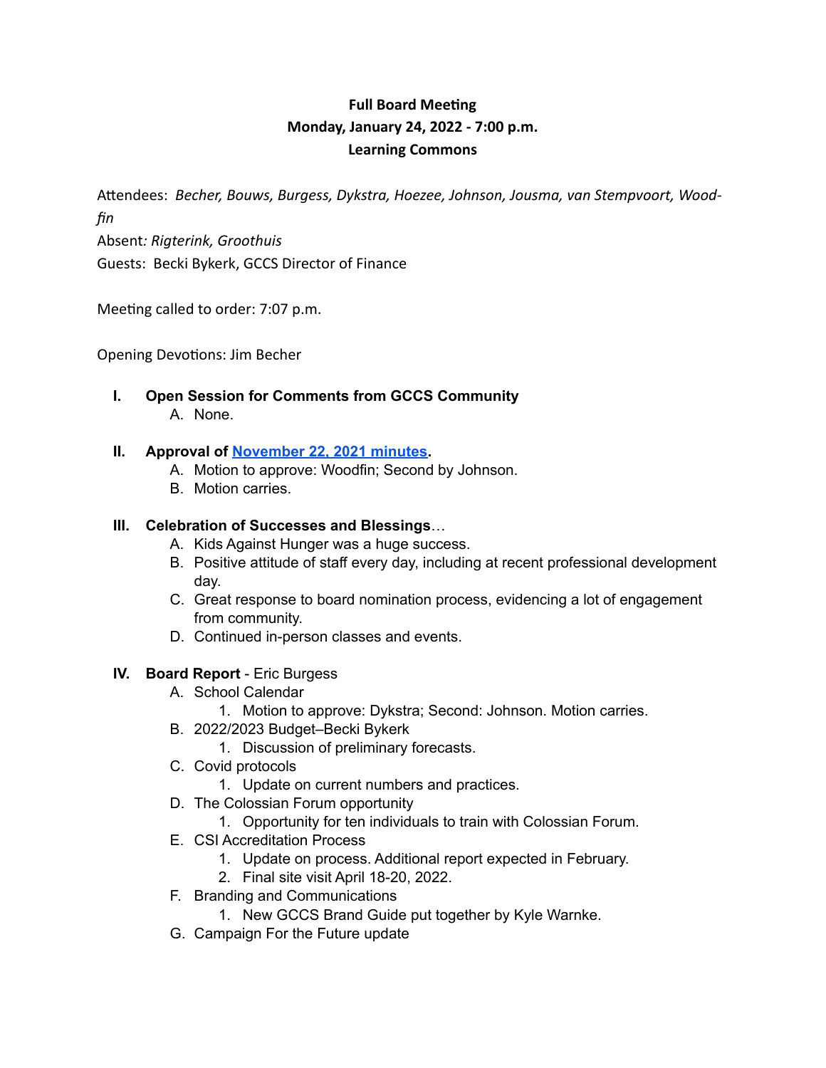**Full Board Meeting**
**Monday, January 24, 2022 - 7:00 p.m.**
**Learning Commons**

Attendees: *Becher, Bouws, Burgess, Dykstra, Hoezee, Johnson, Jousma, van Stempvoort, Woodfin*

Absent*: Rigterink, Groothuis*

Guests: Becki Bykerk, GCCS Director of Finance

Meeting called to order: 7:07 p.m.

Opening Devotions: Jim Becher

I. **Open Session for Comments from GCCS Community**
   A. None.

II. **Approval of [November 22, 2021 minutes](#).**
   A. Motion to approve: Woodfin; Second by Johnson.
   B. Motion carries.

III. **Celebration of Successes and Blessings**…
   A. Kids Against Hunger was a huge success.
   B. Positive attitude of staff every day, including at recent professional development day.
   C. Great response to board nomination process, evidencing a lot of engagement from community.
   D. Continued in-person classes and events.

IV. **Board Report** - Eric Burgess
   A. School Calendar
      1. Motion to approve: Dykstra; Second: Johnson. Motion carries.
   B. 2022/2023 Budget–Becki Bykerk
      1. Discussion of preliminary forecasts.
   C. Covid protocols
      1. Update on current numbers and practices.
   D. The Colossian Forum opportunity
      1. Opportunity for ten individuals to train with Colossian Forum.
   E. CSI Accreditation Process
      1. Update on process. Additional report expected in February.
      2. Final site visit April 18-20, 2022.
   F. Branding and Communications
      1. New GCCS Brand Guide put together by Kyle Warnke.
   G. Campaign For the Future update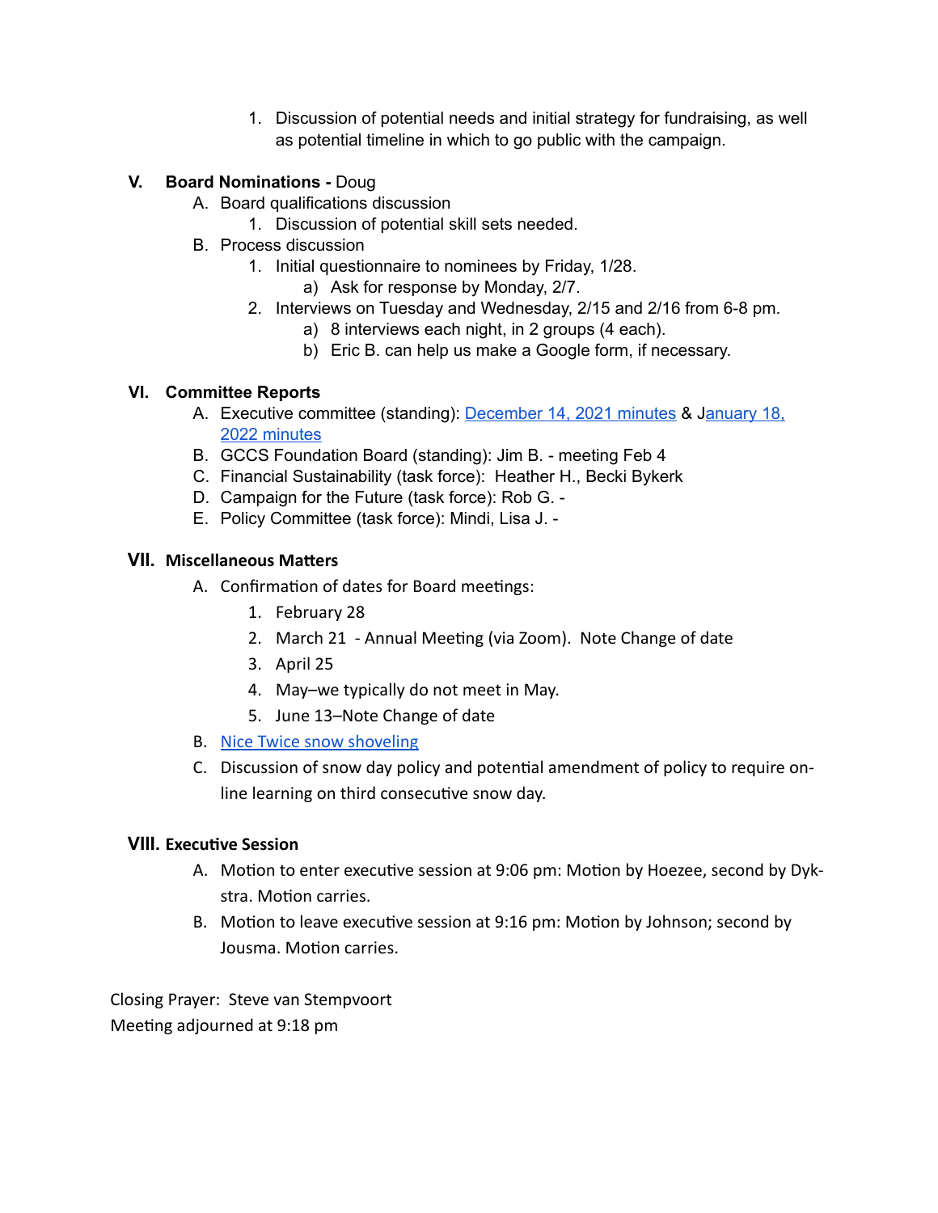1. Discussion of potential needs and initial strategy for fundraising, as well as potential timeline in which to go public with the campaign.

**V. Board Nominations -** Doug

A. Board qualifications discussion
   1. Discussion of potential skill sets needed.

B. Process discussion
   1. Initial questionnaire to nominees by Friday, 1/28.
      a) Ask for response by Monday, 2/7.
   2. Interviews on Tuesday and Wednesday, 2/15 and 2/16 from 6-8 pm.
      a) 8 interviews each night, in 2 groups (4 each).
      b) Eric B. can help us make a Google form, if necessary.

**VI. Committee Reports**

A. Executive committee (standing): December 14, 2021 minutes & January 18, 2022 minutes

B. GCCS Foundation Board (standing): Jim B. - meeting Feb 4

C. Financial Sustainability (task force): Heather H., Becki Bykerk

D. Campaign for the Future (task force): Rob G. -

E. Policy Committee (task force): Mindi, Lisa J. -

**VII. Miscellaneous Matters**

A. Confirmation of dates for Board meetings:
   1. February 28
   2. March 21 - Annual Meeting (via Zoom). Note Change of date
   3. April 25
   4. May–we typically do not meet in May.
   5. June 13–Note Change of date

B. Nice Twice snow shoveling

C. Discussion of snow day policy and potential amendment of policy to require on-line learning on third consecutive snow day.

**VIII. Executive Session**

A. Motion to enter executive session at 9:06 pm: Motion by Hoezee, second by Dykstra. Motion carries.

B. Motion to leave executive session at 9:16 pm: Motion by Johnson; second by Jousma. Motion carries.

Closing Prayer: Steve van Stempvoort

Meeting adjourned at 9:18 pm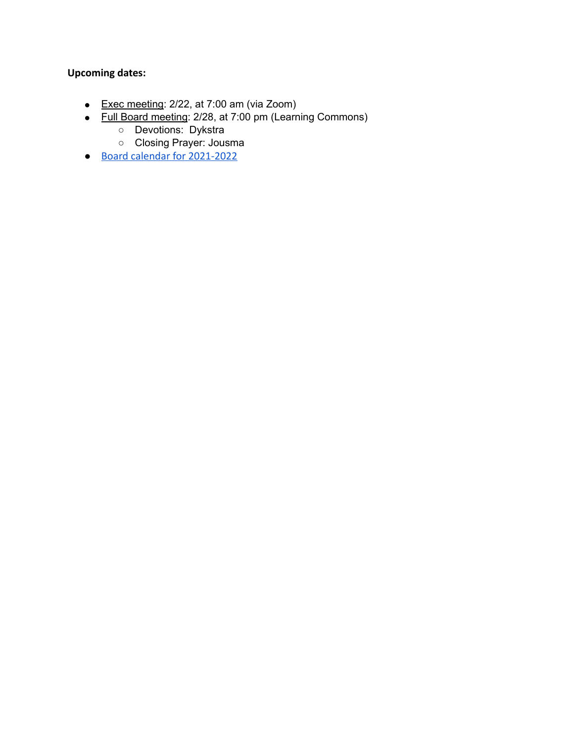**Upcoming dates:**

- Exec meeting: 2/22, at 7:00 am (via Zoom)
- Full Board meeting: 2/28, at 7:00 pm (Learning Commons)
  - Devotions: Dykstra
  - Closing Prayer: Jousma
- Board calendar for 2021-2022